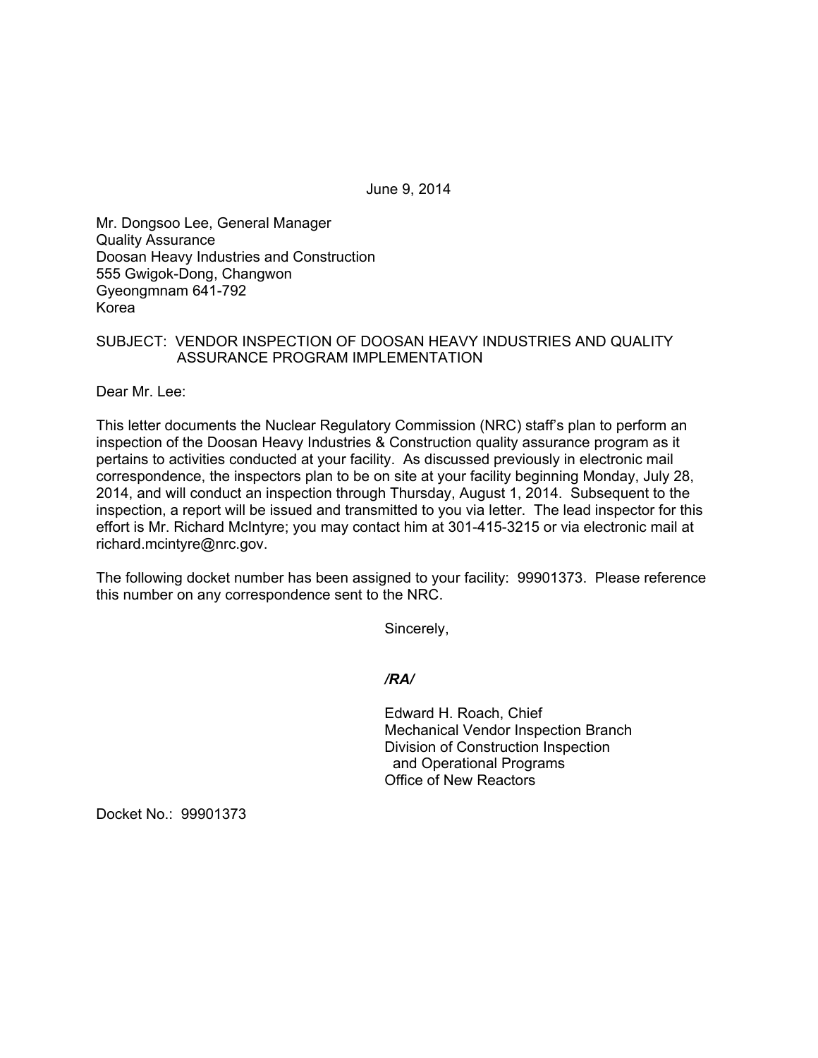June 9, 2014

Mr. Dongsoo Lee, General Manager
Quality Assurance
Doosan Heavy Industries and Construction
555 Gwigok-Dong, Changwon
Gyeongmnam 641-792
Korea

SUBJECT: VENDOR INSPECTION OF DOOSAN HEAVY INDUSTRIES AND QUALITY ASSURANCE PROGRAM IMPLEMENTATION

Dear Mr. Lee:

This letter documents the Nuclear Regulatory Commission (NRC) staff's plan to perform an inspection of the Doosan Heavy Industries & Construction quality assurance program as it pertains to activities conducted at your facility. As discussed previously in electronic mail correspondence, the inspectors plan to be on site at your facility beginning Monday, July 28, 2014, and will conduct an inspection through Thursday, August 1, 2014. Subsequent to the inspection, a report will be issued and transmitted to you via letter. The lead inspector for this effort is Mr. Richard McIntyre; you may contact him at 301-415-3215 or via electronic mail at richard.mcintyre@nrc.gov.

The following docket number has been assigned to your facility: 99901373. Please reference this number on any correspondence sent to the NRC.

Sincerely,

*/RA/*

Edward H. Roach, Chief
Mechanical Vendor Inspection Branch
Division of Construction Inspection
and Operational Programs
Office of New Reactors

Docket No.: 99901373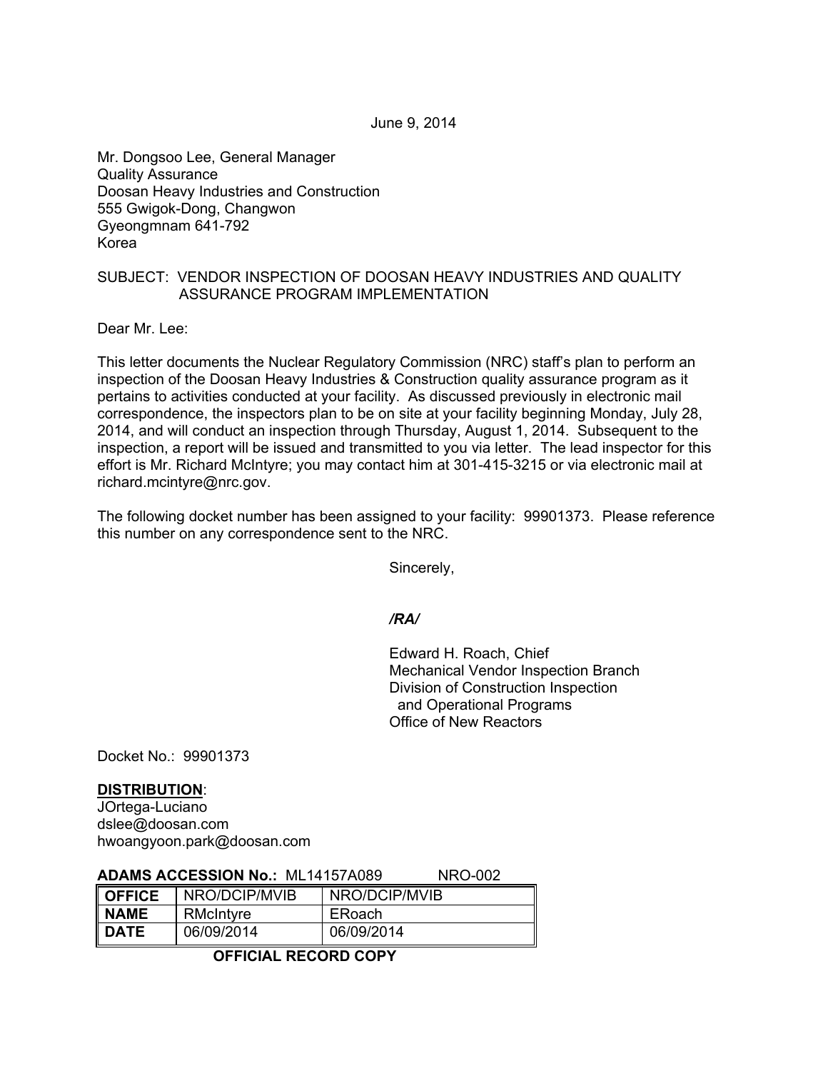June 9, 2014

Mr. Dongsoo Lee, General Manager
Quality Assurance
Doosan Heavy Industries and Construction
555 Gwigok-Dong, Changwon
Gyeongmnam 641-792
Korea

SUBJECT: VENDOR INSPECTION OF DOOSAN HEAVY INDUSTRIES AND QUALITY ASSURANCE PROGRAM IMPLEMENTATION

Dear Mr. Lee:

This letter documents the Nuclear Regulatory Commission (NRC) staff's plan to perform an inspection of the Doosan Heavy Industries & Construction quality assurance program as it pertains to activities conducted at your facility. As discussed previously in electronic mail correspondence, the inspectors plan to be on site at your facility beginning Monday, July 28, 2014, and will conduct an inspection through Thursday, August 1, 2014. Subsequent to the inspection, a report will be issued and transmitted to you via letter. The lead inspector for this effort is Mr. Richard McIntyre; you may contact him at 301-415-3215 or via electronic mail at richard.mcintyre@nrc.gov.

The following docket number has been assigned to your facility: 99901373. Please reference this number on any correspondence sent to the NRC.

Sincerely,

*/RA/*

Edward H. Roach, Chief
Mechanical Vendor Inspection Branch
Division of Construction Inspection
and Operational Programs
Office of New Reactors

Docket No.: 99901373

**DISTRIBUTION**:
JOrtega-Luciano
dslee@doosan.com
hwoangyoon.park@doosan.com

**ADAMS ACCESSION No.:** ML14157A089 NRO-002

| **OFFICE** | NRO/DCIP/MVIB | NRO/DCIP/MVIB |
|---|---|---|
| **NAME** | RMcIntyre | ERoach |
| **DATE** | 06/09/2014 | 06/09/2014 |

**OFFICIAL RECORD COPY**